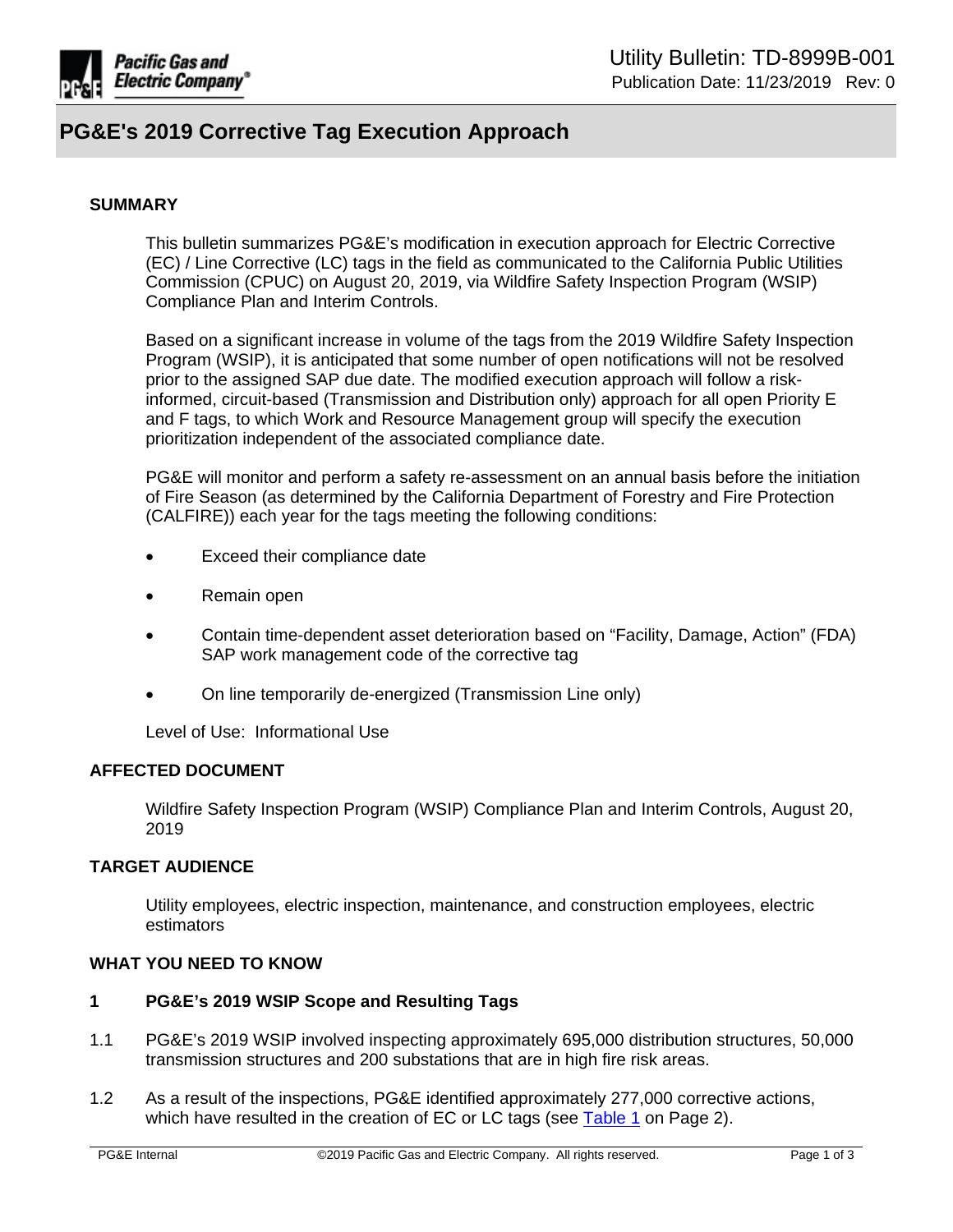Utility Bulletin: TD-8999B-001
Publication Date: 11/23/2019 Rev: 0

# PG&E's 2019 Corrective Tag Execution Approach

## SUMMARY

This bulletin summarizes PG&E's modification in execution approach for Electric Corrective (EC) / Line Corrective (LC) tags in the field as communicated to the California Public Utilities Commission (CPUC) on August 20, 2019, via Wildfire Safety Inspection Program (WSIP) Compliance Plan and Interim Controls.

Based on a significant increase in volume of the tags from the 2019 Wildfire Safety Inspection Program (WSIP), it is anticipated that some number of open notifications will not be resolved prior to the assigned SAP due date. The modified execution approach will follow a risk-informed, circuit-based (Transmission and Distribution only) approach for all open Priority E and F tags, to which Work and Resource Management group will specify the execution prioritization independent of the associated compliance date.

PG&E will monitor and perform a safety re-assessment on an annual basis before the initiation of Fire Season (as determined by the California Department of Forestry and Fire Protection (CALFIRE)) each year for the tags meeting the following conditions:

- Exceed their compliance date
- Remain open
- Contain time-dependent asset deterioration based on "Facility, Damage, Action" (FDA) SAP work management code of the corrective tag
- On line temporarily de-energized (Transmission Line only)

Level of Use: Informational Use

## AFFECTED DOCUMENT

Wildfire Safety Inspection Program (WSIP) Compliance Plan and Interim Controls, August 20, 2019

## TARGET AUDIENCE

Utility employees, electric inspection, maintenance, and construction employees, electric estimators

## WHAT YOU NEED TO KNOW

### 1 PG&E's 2019 WSIP Scope and Resulting Tags

1.1 PG&E's 2019 WSIP involved inspecting approximately 695,000 distribution structures, 50,000 transmission structures and 200 substations that are in high fire risk areas.

1.2 As a result of the inspections, PG&E identified approximately 277,000 corrective actions, which have resulted in the creation of EC or LC tags (see Table 1 on Page 2).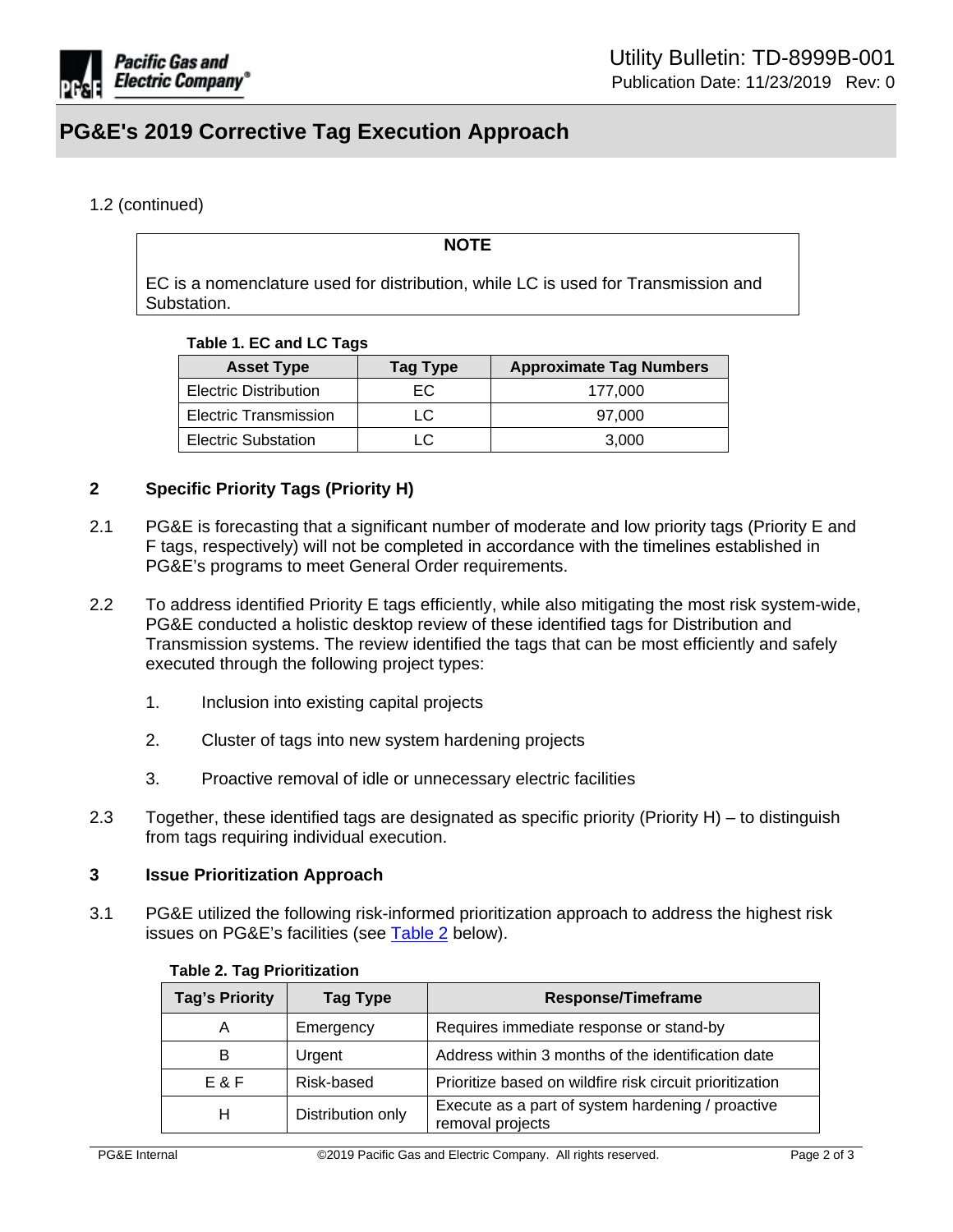1.2 (continued)

> **NOTE**
>
> EC is a nomenclature used for distribution, while LC is used for Transmission and Substation.

**Table 1. EC and LC Tags**

| Asset Type | Tag Type | Approximate Tag Numbers |
|---|---|---|
| Electric Distribution | EC | 177,000 |
| Electric Transmission | LC | 97,000 |
| Electric Substation | LC | 3,000 |

## 2 Specific Priority Tags (Priority H)

2.1 PG&E is forecasting that a significant number of moderate and low priority tags (Priority E and F tags, respectively) will not be completed in accordance with the timelines established in PG&E's programs to meet General Order requirements.

2.2 To address identified Priority E tags efficiently, while also mitigating the most risk system-wide, PG&E conducted a holistic desktop review of these identified tags for Distribution and Transmission systems. The review identified the tags that can be most efficiently and safely executed through the following project types:

1. Inclusion into existing capital projects
2. Cluster of tags into new system hardening projects
3. Proactive removal of idle or unnecessary electric facilities

2.3 Together, these identified tags are designated as specific priority (Priority H) – to distinguish from tags requiring individual execution.

## 3 Issue Prioritization Approach

3.1 PG&E utilized the following risk-informed prioritization approach to address the highest risk issues on PG&E's facilities (see Table 2 below).

**Table 2. Tag Prioritization**

| Tag's Priority | Tag Type | Response/Timeframe |
|---|---|---|
| A | Emergency | Requires immediate response or stand-by |
| B | Urgent | Address within 3 months of the identification date |
| E & F | Risk-based | Prioritize based on wildfire risk circuit prioritization |
| H | Distribution only | Execute as a part of system hardening / proactive removal projects |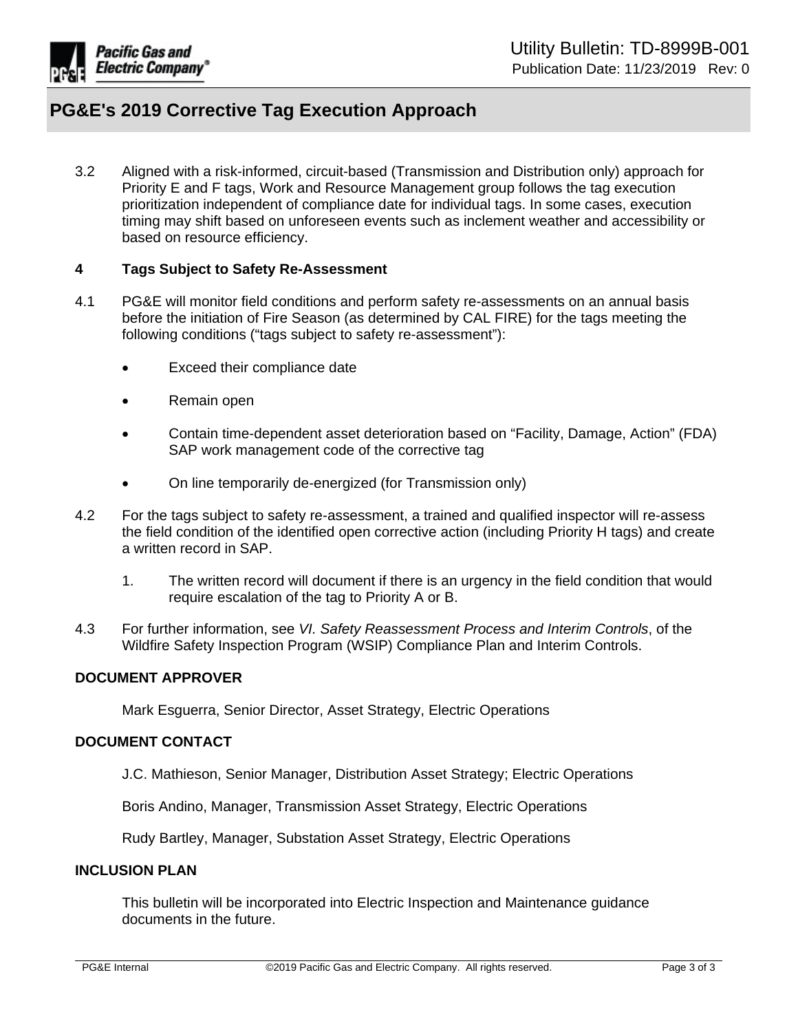3.2 Aligned with a risk-informed, circuit-based (Transmission and Distribution only) approach for Priority E and F tags, Work and Resource Management group follows the tag execution prioritization independent of compliance date for individual tags. In some cases, execution timing may shift based on unforeseen events such as inclement weather and accessibility or based on resource efficiency.

## 4 Tags Subject to Safety Re-Assessment

4.1 PG&E will monitor field conditions and perform safety re-assessments on an annual basis before the initiation of Fire Season (as determined by CAL FIRE) for the tags meeting the following conditions ("tags subject to safety re-assessment"):

- Exceed their compliance date
- Remain open
- Contain time-dependent asset deterioration based on "Facility, Damage, Action" (FDA) SAP work management code of the corrective tag
- On line temporarily de-energized (for Transmission only)

4.2 For the tags subject to safety re-assessment, a trained and qualified inspector will re-assess the field condition of the identified open corrective action (including Priority H tags) and create a written record in SAP.

1. The written record will document if there is an urgency in the field condition that would require escalation of the tag to Priority A or B.

4.3 For further information, see *VI. Safety Reassessment Process and Interim Controls*, of the Wildfire Safety Inspection Program (WSIP) Compliance Plan and Interim Controls.

**DOCUMENT APPROVER**

Mark Esguerra, Senior Director, Asset Strategy, Electric Operations

**DOCUMENT CONTACT**

J.C. Mathieson, Senior Manager, Distribution Asset Strategy; Electric Operations

Boris Andino, Manager, Transmission Asset Strategy, Electric Operations

Rudy Bartley, Manager, Substation Asset Strategy, Electric Operations

**INCLUSION PLAN**

This bulletin will be incorporated into Electric Inspection and Maintenance guidance documents in the future.